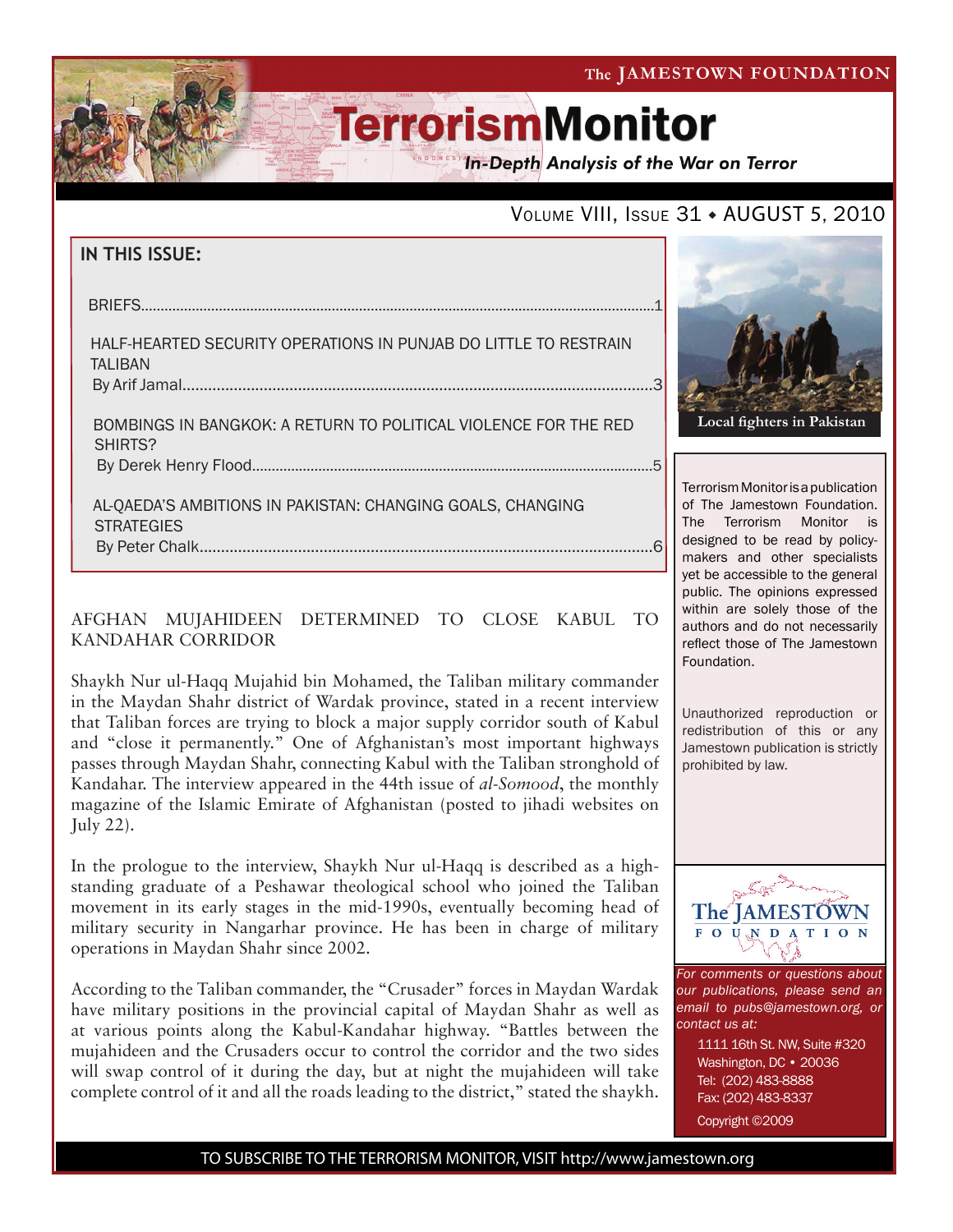The JAMESTOWN FOUNDATION

# TerrorismMonitor

*In-Depth Analysis of the War on Terror*

VOLUME VIII, ISSUE 31 ♦ AUGUST 5, 2010

**IN THIS ISSUE:**

BRIEFS....1

HALF-HEARTED SECURITY OPERATIONS IN PUNJAB DO LITTLE TO RESTRAIN TALIBAN
By Arif Jamal....3

BOMBINGS IN BANGKOK: A RETURN TO POLITICAL VIOLENCE FOR THE RED SHIRTS?
By Derek Henry Flood....5

AL-QAEDA'S AMBITIONS IN PAKISTAN: CHANGING GOALS, CHANGING STRATEGIES
By Peter Chalk....6

**Local fighters in Pakistan**

Terrorism Monitor is a publication of The Jamestown Foundation. The Terrorism Monitor is designed to be read by policy-makers and other specialists yet be accessible to the general public. The opinions expressed within are solely those of the authors and do not necessarily reflect those of The Jamestown Foundation.

Unauthorized reproduction or redistribution of this or any Jamestown publication is strictly prohibited by law.

## AFGHAN MUJAHIDEEN DETERMINED TO CLOSE KABUL TO KANDAHAR CORRIDOR

Shaykh Nur ul-Haqq Mujahid bin Mohamed, the Taliban military commander in the Maydan Shahr district of Wardak province, stated in a recent interview that Taliban forces are trying to block a major supply corridor south of Kabul and "close it permanently." One of Afghanistan's most important highways passes through Maydan Shahr, connecting Kabul with the Taliban stronghold of Kandahar. The interview appeared in the 44th issue of *al-Somood*, the monthly magazine of the Islamic Emirate of Afghanistan (posted to jihadi websites on July 22).

In the prologue to the interview, Shaykh Nur ul-Haqq is described as a high-standing graduate of a Peshawar theological school who joined the Taliban movement in its early stages in the mid-1990s, eventually becoming head of military security in Nangarhar province. He has been in charge of military operations in Maydan Shahr since 2002.

According to the Taliban commander, the "Crusader" forces in Maydan Wardak have military positions in the provincial capital of Maydan Shahr as well as at various points along the Kabul-Kandahar highway. "Battles between the mujahideen and the Crusaders occur to control the corridor and the two sides will swap control of it during the day, but at night the mujahideen will take complete control of it and all the roads leading to the district," stated the shaykh.

The JAMESTOWN FOUNDATION

*For comments or questions about our publications, please send an email to pubs@jamestown.org, or contact us at:*

1111 16th St. NW, Suite #320
Washington, DC • 20036
Tel: (202) 483-8888
Fax: (202) 483-8337
Copyright ©2009

TO SUBSCRIBE TO THE TERRORISM MONITOR, VISIT http://www.jamestown.org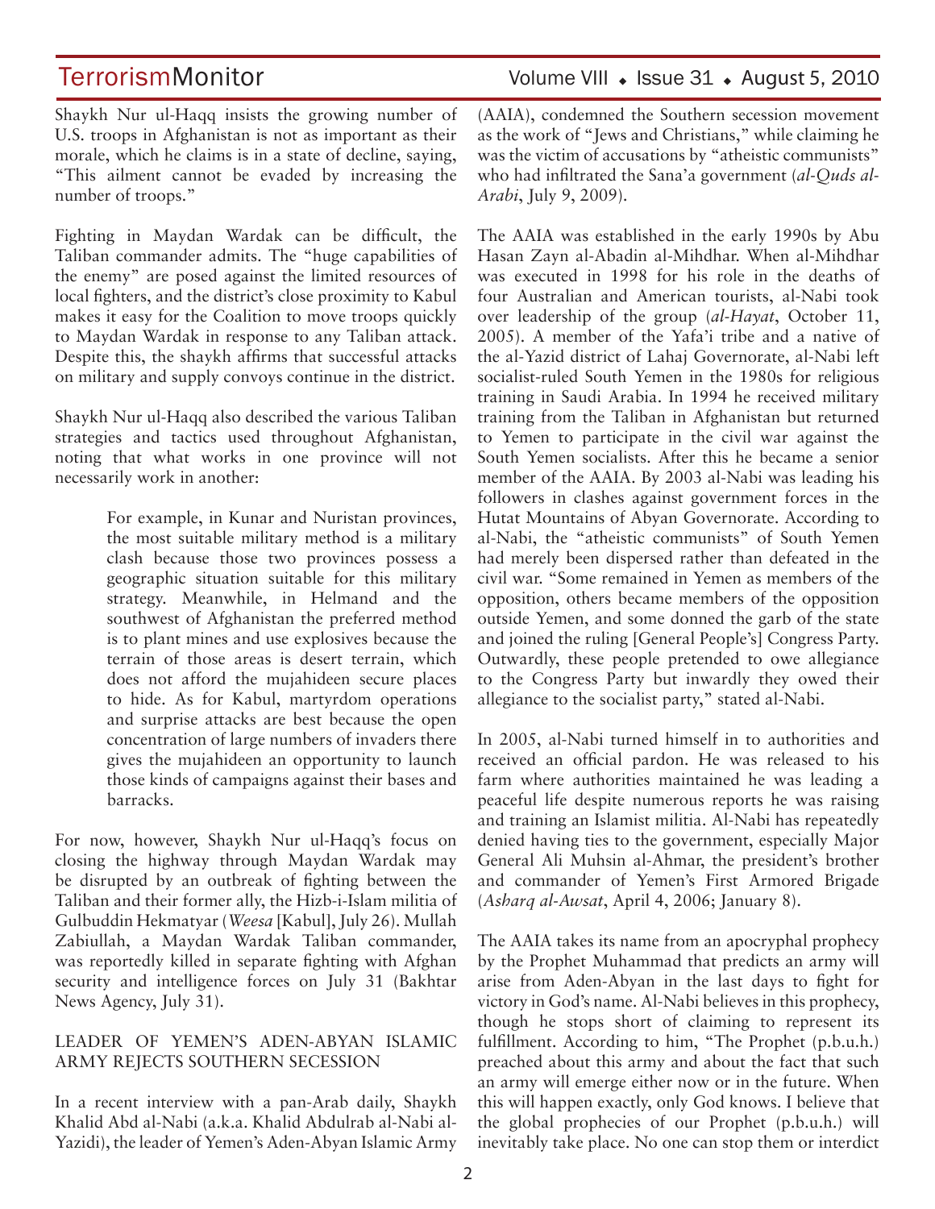Shaykh Nur ul-Haqq insists the growing number of U.S. troops in Afghanistan is not as important as their morale, which he claims is in a state of decline, saying, "This ailment cannot be evaded by increasing the number of troops."

Fighting in Maydan Wardak can be difficult, the Taliban commander admits. The "huge capabilities of the enemy" are posed against the limited resources of local fighters, and the district's close proximity to Kabul makes it easy for the Coalition to move troops quickly to Maydan Wardak in response to any Taliban attack. Despite this, the shaykh affirms that successful attacks on military and supply convoys continue in the district.

Shaykh Nur ul-Haqq also described the various Taliban strategies and tactics used throughout Afghanistan, noting that what works in one province will not necessarily work in another:

> For example, in Kunar and Nuristan provinces, the most suitable military method is a military clash because those two provinces possess a geographic situation suitable for this military strategy. Meanwhile, in Helmand and the southwest of Afghanistan the preferred method is to plant mines and use explosives because the terrain of those areas is desert terrain, which does not afford the mujahideen secure places to hide. As for Kabul, martyrdom operations and surprise attacks are best because the open concentration of large numbers of invaders there gives the mujahideen an opportunity to launch those kinds of campaigns against their bases and barracks.

For now, however, Shaykh Nur ul-Haqq's focus on closing the highway through Maydan Wardak may be disrupted by an outbreak of fighting between the Taliban and their former ally, the Hizb-i-Islam militia of Gulbuddin Hekmatyar (*Weesa* [Kabul], July 26). Mullah Zabiullah, a Maydan Wardak Taliban commander, was reportedly killed in separate fighting with Afghan security and intelligence forces on July 31 (Bakhtar News Agency, July 31).

## LEADER OF YEMEN'S ADEN-ABYAN ISLAMIC ARMY REJECTS SOUTHERN SECESSION

In a recent interview with a pan-Arab daily, Shaykh Khalid Abd al-Nabi (a.k.a. Khalid Abdulrab al-Nabi al-Yazidi), the leader of Yemen's Aden-Abyan Islamic Army (AAIA), condemned the Southern secession movement as the work of "Jews and Christians," while claiming he was the victim of accusations by "atheistic communists" who had infiltrated the Sana'a government (*al-Quds al-Arabi*, July 9, 2009).

The AAIA was established in the early 1990s by Abu Hasan Zayn al-Abadin al-Mihdhar. When al-Mihdhar was executed in 1998 for his role in the deaths of four Australian and American tourists, al-Nabi took over leadership of the group (*al-Hayat*, October 11, 2005). A member of the Yafa'i tribe and a native of the al-Yazid district of Lahaj Governorate, al-Nabi left socialist-ruled South Yemen in the 1980s for religious training in Saudi Arabia. In 1994 he received military training from the Taliban in Afghanistan but returned to Yemen to participate in the civil war against the South Yemen socialists. After this he became a senior member of the AAIA. By 2003 al-Nabi was leading his followers in clashes against government forces in the Hutat Mountains of Abyan Governorate. According to al-Nabi, the "atheistic communists" of South Yemen had merely been dispersed rather than defeated in the civil war. "Some remained in Yemen as members of the opposition, others became members of the opposition outside Yemen, and some donned the garb of the state and joined the ruling [General People's] Congress Party. Outwardly, these people pretended to owe allegiance to the Congress Party but inwardly they owed their allegiance to the socialist party," stated al-Nabi.

In 2005, al-Nabi turned himself in to authorities and received an official pardon. He was released to his farm where authorities maintained he was leading a peaceful life despite numerous reports he was raising and training an Islamist militia. Al-Nabi has repeatedly denied having ties to the government, especially Major General Ali Muhsin al-Ahmar, the president's brother and commander of Yemen's First Armored Brigade (*Asharq al-Awsat*, April 4, 2006; January 8).

The AAIA takes its name from an apocryphal prophecy by the Prophet Muhammad that predicts an army will arise from Aden-Abyan in the last days to fight for victory in God's name. Al-Nabi believes in this prophecy, though he stops short of claiming to represent its fulfillment. According to him, "The Prophet (p.b.u.h.) preached about this army and about the fact that such an army will emerge either now or in the future. When this will happen exactly, only God knows. I believe that the global prophecies of our Prophet (p.b.u.h.) will inevitably take place. No one can stop them or interdict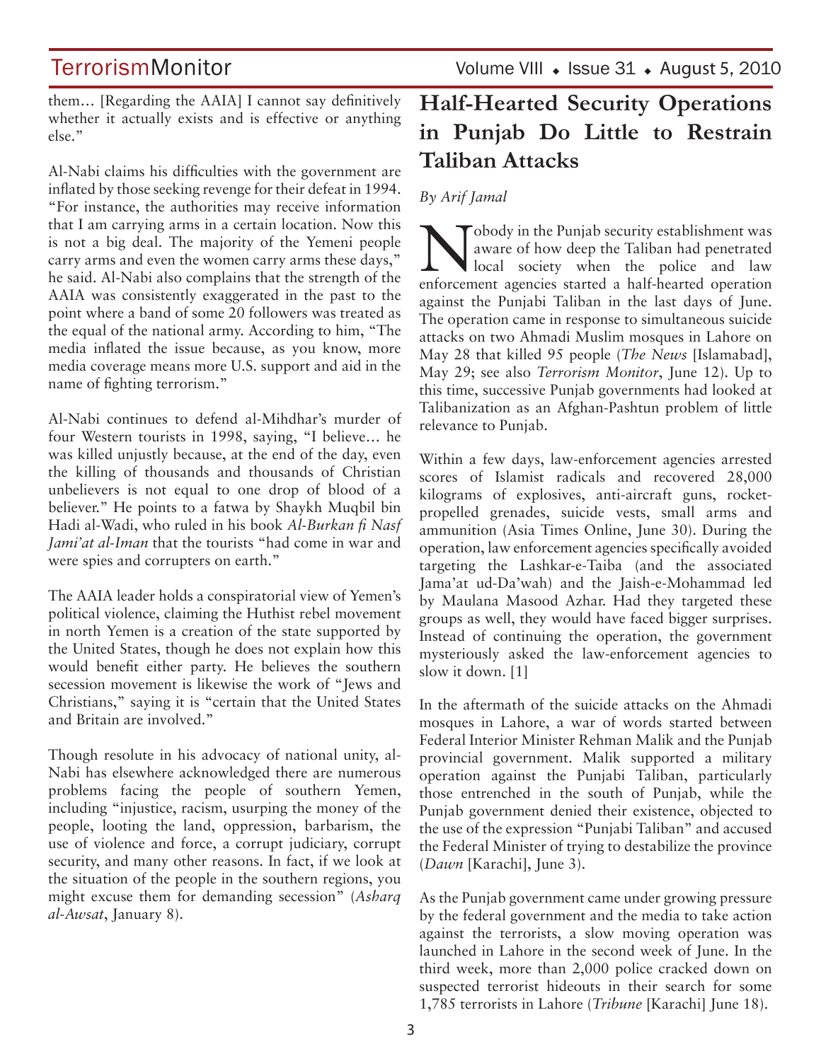them… [Regarding the AAIA] I cannot say definitively whether it actually exists and is effective or anything else."

Al-Nabi claims his difficulties with the government are inflated by those seeking revenge for their defeat in 1994. "For instance, the authorities may receive information that I am carrying arms in a certain location. Now this is not a big deal. The majority of the Yemeni people carry arms and even the women carry arms these days," he said. Al-Nabi also complains that the strength of the AAIA was consistently exaggerated in the past to the point where a band of some 20 followers was treated as the equal of the national army. According to him, "The media inflated the issue because, as you know, more media coverage means more U.S. support and aid in the name of fighting terrorism."

Al-Nabi continues to defend al-Mihdhar's murder of four Western tourists in 1998, saying, "I believe… he was killed unjustly because, at the end of the day, even the killing of thousands and thousands of Christian unbelievers is not equal to one drop of blood of a believer." He points to a fatwa by Shaykh Muqbil bin Hadi al-Wadi, who ruled in his book *Al-Burkan fi Nasf Jami'at al-Iman* that the tourists "had come in war and were spies and corrupters on earth."

The AAIA leader holds a conspiratorial view of Yemen's political violence, claiming the Huthist rebel movement in north Yemen is a creation of the state supported by the United States, though he does not explain how this would benefit either party. He believes the southern secession movement is likewise the work of "Jews and Christians," saying it is "certain that the United States and Britain are involved."

Though resolute in his advocacy of national unity, al-Nabi has elsewhere acknowledged there are numerous problems facing the people of southern Yemen, including "injustice, racism, usurping the money of the people, looting the land, oppression, barbarism, the use of violence and force, a corrupt judiciary, corrupt security, and many other reasons. In fact, if we look at the situation of the people in the southern regions, you might excuse them for demanding secession" (*Asharq al-Awsat*, January 8).

# Half-Hearted Security Operations in Punjab Do Little to Restrain Taliban Attacks

*By Arif Jamal*

Nobody in the Punjab security establishment was aware of how deep the Taliban had penetrated local society when the police and law enforcement agencies started a half-hearted operation against the Punjabi Taliban in the last days of June. The operation came in response to simultaneous suicide attacks on two Ahmadi Muslim mosques in Lahore on May 28 that killed 95 people (*The News* [Islamabad], May 29; see also *Terrorism Monitor*, June 12). Up to this time, successive Punjab governments had looked at Talibanization as an Afghan-Pashtun problem of little relevance to Punjab.

Within a few days, law-enforcement agencies arrested scores of Islamist radicals and recovered 28,000 kilograms of explosives, anti-aircraft guns, rocket-propelled grenades, suicide vests, small arms and ammunition (Asia Times Online, June 30). During the operation, law enforcement agencies specifically avoided targeting the Lashkar-e-Taiba (and the associated Jama'at ud-Da'wah) and the Jaish-e-Mohammad led by Maulana Masood Azhar. Had they targeted these groups as well, they would have faced bigger surprises. Instead of continuing the operation, the government mysteriously asked the law-enforcement agencies to slow it down. [1]

In the aftermath of the suicide attacks on the Ahmadi mosques in Lahore, a war of words started between Federal Interior Minister Rehman Malik and the Punjab provincial government. Malik supported a military operation against the Punjabi Taliban, particularly those entrenched in the south of Punjab, while the Punjab government denied their existence, objected to the use of the expression "Punjabi Taliban" and accused the Federal Minister of trying to destabilize the province (*Dawn* [Karachi], June 3).

As the Punjab government came under growing pressure by the federal government and the media to take action against the terrorists, a slow moving operation was launched in Lahore in the second week of June. In the third week, more than 2,000 police cracked down on suspected terrorist hideouts in their search for some 1,785 terrorists in Lahore (*Tribune* [Karachi] June 18).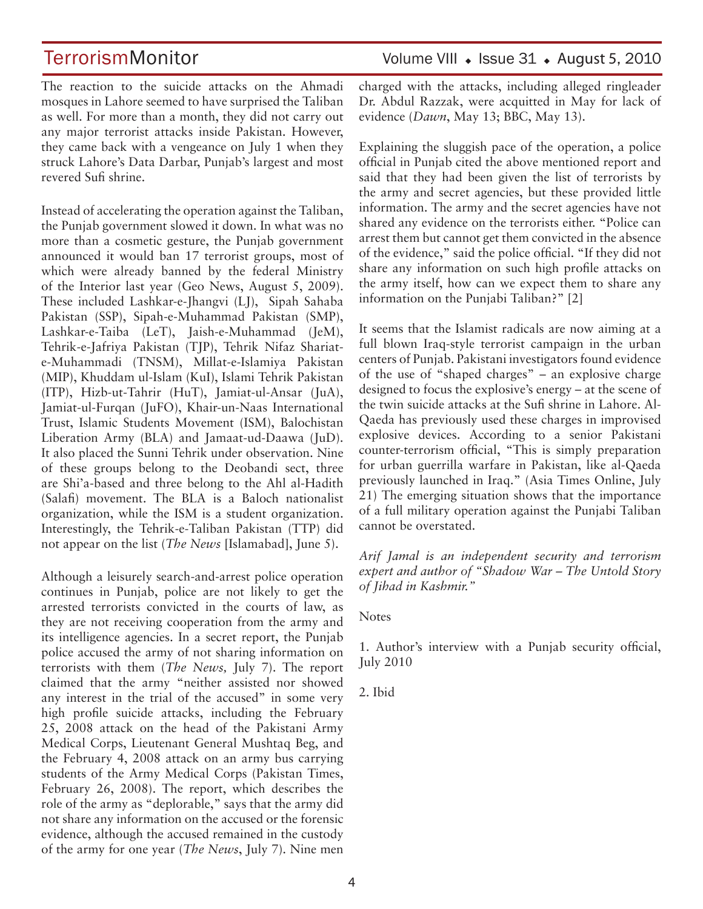The reaction to the suicide attacks on the Ahmadi mosques in Lahore seemed to have surprised the Taliban as well. For more than a month, they did not carry out any major terrorist attacks inside Pakistan. However, they came back with a vengeance on July 1 when they struck Lahore's Data Darbar, Punjab's largest and most revered Sufi shrine.

Instead of accelerating the operation against the Taliban, the Punjab government slowed it down. In what was no more than a cosmetic gesture, the Punjab government announced it would ban 17 terrorist groups, most of which were already banned by the federal Ministry of the Interior last year (Geo News, August 5, 2009). These included Lashkar-e-Jhangvi (LJ), Sipah Sahaba Pakistan (SSP), Sipah-e-Muhammad Pakistan (SMP), Lashkar-e-Taiba (LeT), Jaish-e-Muhammad (JeM), Tehrik-e-Jafriya Pakistan (TJP), Tehrik Nifaz Shariat-e-Muhammadi (TNSM), Millat-e-Islamiya Pakistan (MIP), Khuddam ul-Islam (KuI), Islami Tehrik Pakistan (ITP), Hizb-ut-Tahrir (HuT), Jamiat-ul-Ansar (JuA), Jamiat-ul-Furqan (JuFO), Khair-un-Naas International Trust, Islamic Students Movement (ISM), Balochistan Liberation Army (BLA) and Jamaat-ud-Daawa (JuD). It also placed the Sunni Tehrik under observation. Nine of these groups belong to the Deobandi sect, three are Shi'a-based and three belong to the Ahl al-Hadith (Salafi) movement. The BLA is a Baloch nationalist organization, while the ISM is a student organization. Interestingly, the Tehrik-e-Taliban Pakistan (TTP) did not appear on the list (*The News* [Islamabad], June 5).

Although a leisurely search-and-arrest police operation continues in Punjab, police are not likely to get the arrested terrorists convicted in the courts of law, as they are not receiving cooperation from the army and its intelligence agencies. In a secret report, the Punjab police accused the army of not sharing information on terrorists with them (*The News,* July 7). The report claimed that the army "neither assisted nor showed any interest in the trial of the accused" in some very high profile suicide attacks, including the February 25, 2008 attack on the head of the Pakistani Army Medical Corps, Lieutenant General Mushtaq Beg, and the February 4, 2008 attack on an army bus carrying students of the Army Medical Corps (Pakistan Times, February 26, 2008). The report, which describes the role of the army as "deplorable," says that the army did not share any information on the accused or the forensic evidence, although the accused remained in the custody of the army for one year (*The News*, July 7). Nine men charged with the attacks, including alleged ringleader Dr. Abdul Razzak, were acquitted in May for lack of evidence (*Dawn*, May 13; BBC, May 13).

Explaining the sluggish pace of the operation, a police official in Punjab cited the above mentioned report and said that they had been given the list of terrorists by the army and secret agencies, but these provided little information. The army and the secret agencies have not shared any evidence on the terrorists either. "Police can arrest them but cannot get them convicted in the absence of the evidence," said the police official. "If they did not share any information on such high profile attacks on the army itself, how can we expect them to share any information on the Punjabi Taliban?" [2]

It seems that the Islamist radicals are now aiming at a full blown Iraq-style terrorist campaign in the urban centers of Punjab. Pakistani investigators found evidence of the use of "shaped charges" – an explosive charge designed to focus the explosive's energy – at the scene of the twin suicide attacks at the Sufi shrine in Lahore. Al-Qaeda has previously used these charges in improvised explosive devices. According to a senior Pakistani counter-terrorism official, "This is simply preparation for urban guerrilla warfare in Pakistan, like al-Qaeda previously launched in Iraq." (Asia Times Online, July 21) The emerging situation shows that the importance of a full military operation against the Punjabi Taliban cannot be overstated.

*Arif Jamal is an independent security and terrorism expert and author of "Shadow War – The Untold Story of Jihad in Kashmir."*

Notes

1. Author's interview with a Punjab security official, July 2010

2. Ibid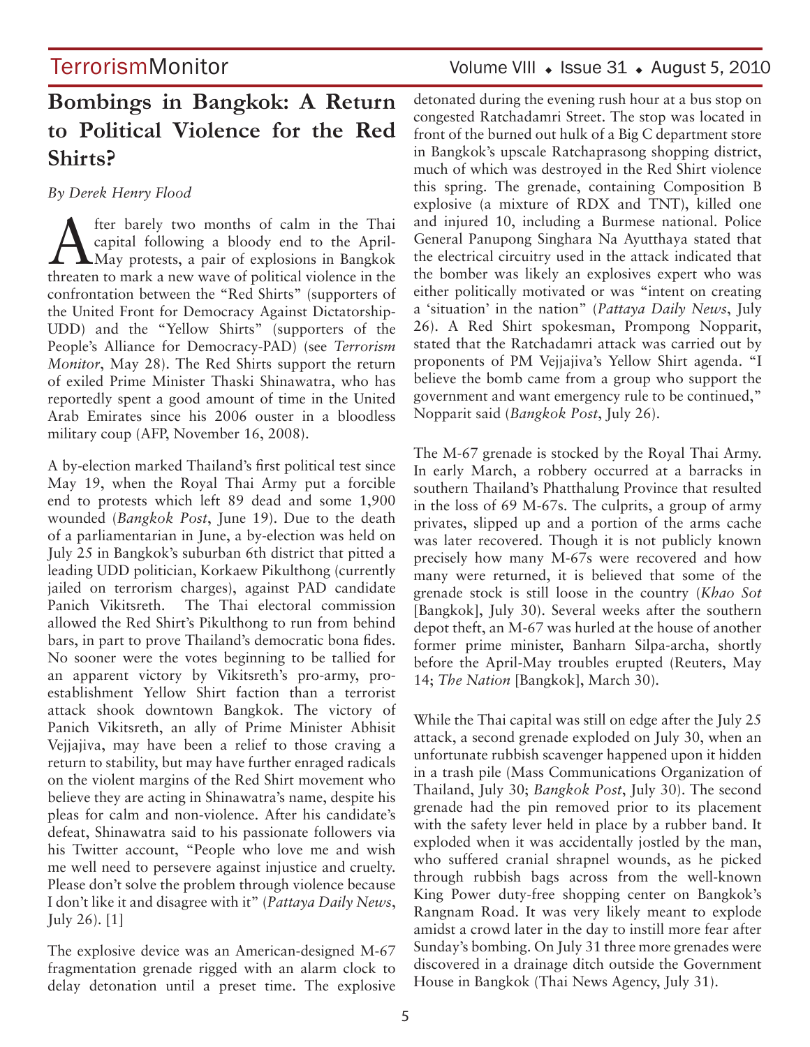# Bombings in Bangkok: A Return to Political Violence for the Red Shirts?

*By Derek Henry Flood*

After barely two months of calm in the Thai capital following a bloody end to the April-May protests, a pair of explosions in Bangkok threaten to mark a new wave of political violence in the confrontation between the "Red Shirts" (supporters of the United Front for Democracy Against Dictatorship-UDD) and the "Yellow Shirts" (supporters of the People's Alliance for Democracy-PAD) (see *Terrorism Monitor*, May 28). The Red Shirts support the return of exiled Prime Minister Thaski Shinawatra, who has reportedly spent a good amount of time in the United Arab Emirates since his 2006 ouster in a bloodless military coup (AFP, November 16, 2008).

A by-election marked Thailand's first political test since May 19, when the Royal Thai Army put a forcible end to protests which left 89 dead and some 1,900 wounded (*Bangkok Post*, June 19). Due to the death of a parliamentarian in June, a by-election was held on July 25 in Bangkok's suburban 6th district that pitted a leading UDD politician, Korkaew Pikulthong (currently jailed on terrorism charges), against PAD candidate Panich Vikitsreth. The Thai electoral commission allowed the Red Shirt's Pikulthong to run from behind bars, in part to prove Thailand's democratic bona fides. No sooner were the votes beginning to be tallied for an apparent victory by Vikitsreth's pro-army, pro-establishment Yellow Shirt faction than a terrorist attack shook downtown Bangkok. The victory of Panich Vikitsreth, an ally of Prime Minister Abhisit Vejjajiva, may have been a relief to those craving a return to stability, but may have further enraged radicals on the violent margins of the Red Shirt movement who believe they are acting in Shinawatra's name, despite his pleas for calm and non-violence. After his candidate's defeat, Shinawatra said to his passionate followers via his Twitter account, "People who love me and wish me well need to persevere against injustice and cruelty. Please don't solve the problem through violence because I don't like it and disagree with it" (*Pattaya Daily News*, July 26). [1]

The explosive device was an American-designed M-67 fragmentation grenade rigged with an alarm clock to delay detonation until a preset time. The explosive detonated during the evening rush hour at a bus stop on congested Ratchadamri Street. The stop was located in front of the burned out hulk of a Big C department store in Bangkok's upscale Ratchaprasong shopping district, much of which was destroyed in the Red Shirt violence this spring. The grenade, containing Composition B explosive (a mixture of RDX and TNT), killed one and injured 10, including a Burmese national. Police General Panupong Singhara Na Ayutthaya stated that the electrical circuitry used in the attack indicated that the bomber was likely an explosives expert who was either politically motivated or was "intent on creating a 'situation' in the nation" (*Pattaya Daily News*, July 26). A Red Shirt spokesman, Prompong Nopparit, stated that the Ratchadamri attack was carried out by proponents of PM Vejjajiva's Yellow Shirt agenda. "I believe the bomb came from a group who support the government and want emergency rule to be continued," Nopparit said (*Bangkok Post*, July 26).

The M-67 grenade is stocked by the Royal Thai Army. In early March, a robbery occurred at a barracks in southern Thailand's Phatthalung Province that resulted in the loss of 69 M-67s. The culprits, a group of army privates, slipped up and a portion of the arms cache was later recovered. Though it is not publicly known precisely how many M-67s were recovered and how many were returned, it is believed that some of the grenade stock is still loose in the country (*Khao Sot* [Bangkok], July 30). Several weeks after the southern depot theft, an M-67 was hurled at the house of another former prime minister, Banharn Silpa-archa, shortly before the April-May troubles erupted (Reuters, May 14; *The Nation* [Bangkok], March 30).

While the Thai capital was still on edge after the July 25 attack, a second grenade exploded on July 30, when an unfortunate rubbish scavenger happened upon it hidden in a trash pile (Mass Communications Organization of Thailand, July 30; *Bangkok Post*, July 30). The second grenade had the pin removed prior to its placement with the safety lever held in place by a rubber band. It exploded when it was accidentally jostled by the man, who suffered cranial shrapnel wounds, as he picked through rubbish bags across from the well-known King Power duty-free shopping center on Bangkok's Rangnam Road. It was very likely meant to explode amidst a crowd later in the day to instill more fear after Sunday's bombing. On July 31 three more grenades were discovered in a drainage ditch outside the Government House in Bangkok (Thai News Agency, July 31).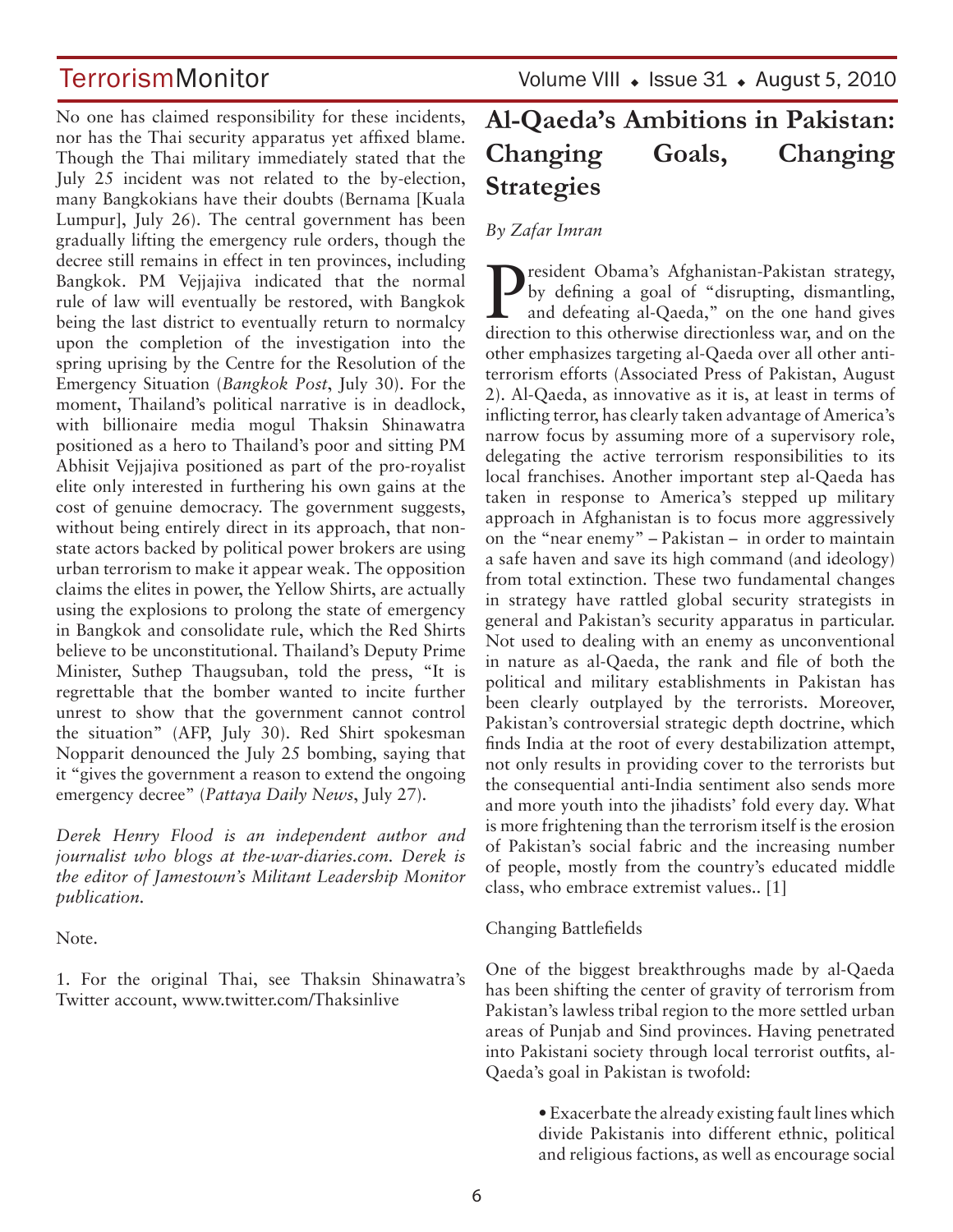No one has claimed responsibility for these incidents, nor has the Thai security apparatus yet affixed blame. Though the Thai military immediately stated that the July 25 incident was not related to the by-election, many Bangkokians have their doubts (Bernama [Kuala Lumpur], July 26). The central government has been gradually lifting the emergency rule orders, though the decree still remains in effect in ten provinces, including Bangkok. PM Vejjajiva indicated that the normal rule of law will eventually be restored, with Bangkok being the last district to eventually return to normalcy upon the completion of the investigation into the spring uprising by the Centre for the Resolution of the Emergency Situation (*Bangkok Post*, July 30). For the moment, Thailand's political narrative is in deadlock, with billionaire media mogul Thaksin Shinawatra positioned as a hero to Thailand's poor and sitting PM Abhisit Vejjajiva positioned as part of the pro-royalist elite only interested in furthering his own gains at the cost of genuine democracy. The government suggests, without being entirely direct in its approach, that non-state actors backed by political power brokers are using urban terrorism to make it appear weak. The opposition claims the elites in power, the Yellow Shirts, are actually using the explosions to prolong the state of emergency in Bangkok and consolidate rule, which the Red Shirts believe to be unconstitutional. Thailand's Deputy Prime Minister, Suthep Thaugsuban, told the press, "It is regrettable that the bomber wanted to incite further unrest to show that the government cannot control the situation" (AFP, July 30). Red Shirt spokesman Nopparit denounced the July 25 bombing, saying that it "gives the government a reason to extend the ongoing emergency decree" (*Pattaya Daily News*, July 27).

*Derek Henry Flood is an independent author and journalist who blogs at the-war-diaries.com. Derek is the editor of Jamestown's Militant Leadership Monitor publication.*

Note.

1. For the original Thai, see Thaksin Shinawatra's Twitter account, www.twitter.com/Thaksinlive

# Al-Qaeda's Ambitions in Pakistan: Changing Goals, Changing Strategies

*By Zafar Imran*

President Obama's Afghanistan-Pakistan strategy, by defining a goal of "disrupting, dismantling, and defeating al-Qaeda," on the one hand gives direction to this otherwise directionless war, and on the other emphasizes targeting al-Qaeda over all other anti-terrorism efforts (Associated Press of Pakistan, August 2). Al-Qaeda, as innovative as it is, at least in terms of inflicting terror, has clearly taken advantage of America's narrow focus by assuming more of a supervisory role, delegating the active terrorism responsibilities to its local franchises. Another important step al-Qaeda has taken in response to America's stepped up military approach in Afghanistan is to focus more aggressively on the "near enemy" – Pakistan – in order to maintain a safe haven and save its high command (and ideology) from total extinction. These two fundamental changes in strategy have rattled global security strategists in general and Pakistan's security apparatus in particular. Not used to dealing with an enemy as unconventional in nature as al-Qaeda, the rank and file of both the political and military establishments in Pakistan has been clearly outplayed by the terrorists. Moreover, Pakistan's controversial strategic depth doctrine, which finds India at the root of every destabilization attempt, not only results in providing cover to the terrorists but the consequential anti-India sentiment also sends more and more youth into the jihadists' fold every day. What is more frightening than the terrorism itself is the erosion of Pakistan's social fabric and the increasing number of people, mostly from the country's educated middle class, who embrace extremist values.. [1]

Changing Battlefields

One of the biggest breakthroughs made by al-Qaeda has been shifting the center of gravity of terrorism from Pakistan's lawless tribal region to the more settled urban areas of Punjab and Sind provinces. Having penetrated into Pakistani society through local terrorist outfits, al-Qaeda's goal in Pakistan is twofold:

- Exacerbate the already existing fault lines which divide Pakistanis into different ethnic, political and religious factions, as well as encourage social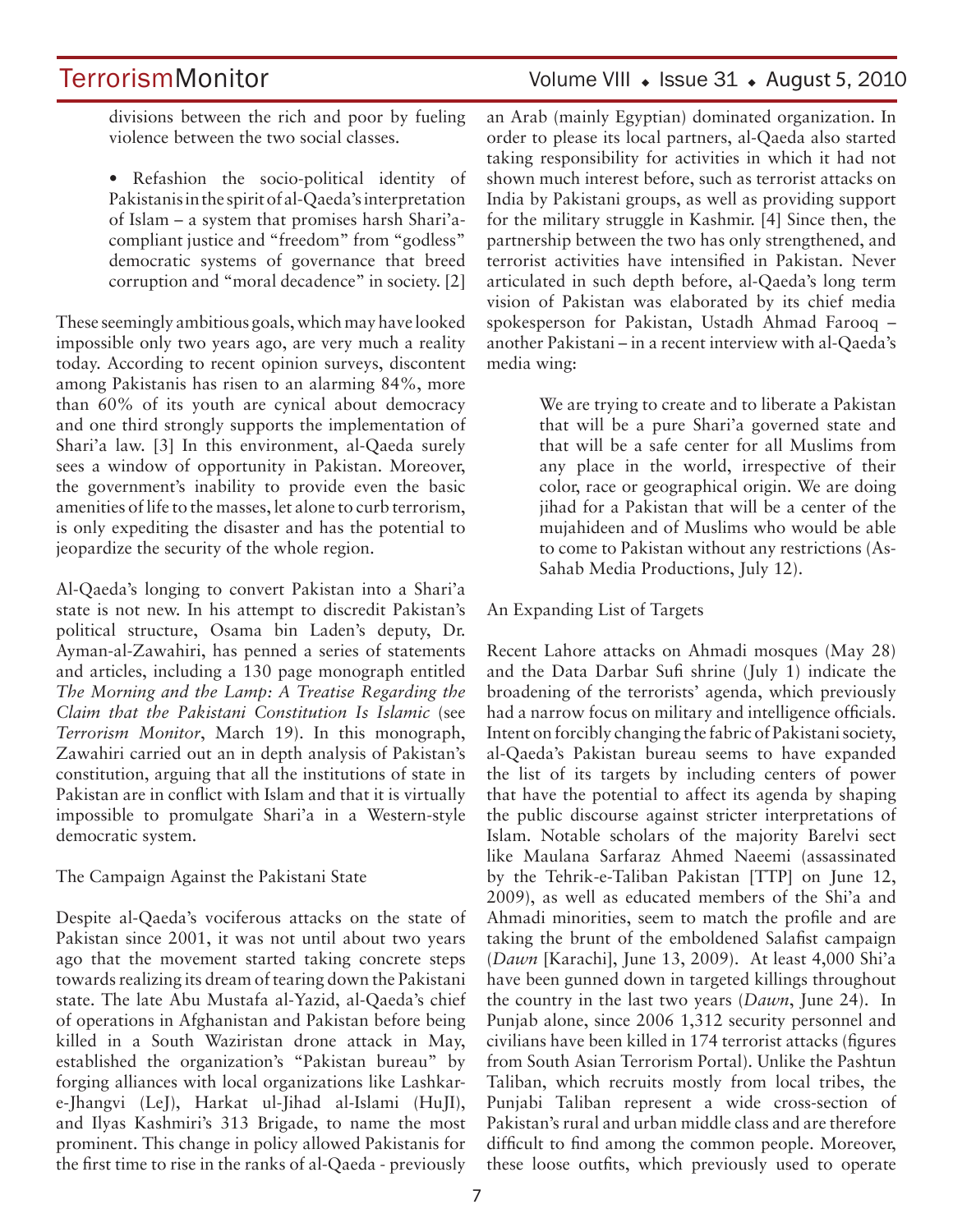divisions between the rich and poor by fueling violence between the two social classes.

- Refashion the socio-political identity of Pakistanis in the spirit of al-Qaeda's interpretation of Islam – a system that promises harsh Shari'a-compliant justice and "freedom" from "godless" democratic systems of governance that breed corruption and "moral decadence" in society. [2]

These seemingly ambitious goals, which may have looked impossible only two years ago, are very much a reality today. According to recent opinion surveys, discontent among Pakistanis has risen to an alarming 84%, more than 60% of its youth are cynical about democracy and one third strongly supports the implementation of Shari'a law. [3] In this environment, al-Qaeda surely sees a window of opportunity in Pakistan. Moreover, the government's inability to provide even the basic amenities of life to the masses, let alone to curb terrorism, is only expediting the disaster and has the potential to jeopardize the security of the whole region.

Al-Qaeda's longing to convert Pakistan into a Shari'a state is not new. In his attempt to discredit Pakistan's political structure, Osama bin Laden's deputy, Dr. Ayman-al-Zawahiri, has penned a series of statements and articles, including a 130 page monograph entitled *The Morning and the Lamp: A Treatise Regarding the Claim that the Pakistani Constitution Is Islamic* (see *Terrorism Monitor*, March 19). In this monograph, Zawahiri carried out an in depth analysis of Pakistan's constitution, arguing that all the institutions of state in Pakistan are in conflict with Islam and that it is virtually impossible to promulgate Shari'a in a Western-style democratic system.

## The Campaign Against the Pakistani State

Despite al-Qaeda's vociferous attacks on the state of Pakistan since 2001, it was not until about two years ago that the movement started taking concrete steps towards realizing its dream of tearing down the Pakistani state. The late Abu Mustafa al-Yazid, al-Qaeda's chief of operations in Afghanistan and Pakistan before being killed in a South Waziristan drone attack in May, established the organization's "Pakistan bureau" by forging alliances with local organizations like Lashkar-e-Jhangvi (LeJ), Harkat ul-Jihad al-Islami (HuJI), and Ilyas Kashmiri's 313 Brigade, to name the most prominent. This change in policy allowed Pakistanis for the first time to rise in the ranks of al-Qaeda - previously an Arab (mainly Egyptian) dominated organization. In order to please its local partners, al-Qaeda also started taking responsibility for activities in which it had not shown much interest before, such as terrorist attacks on India by Pakistani groups, as well as providing support for the military struggle in Kashmir. [4] Since then, the partnership between the two has only strengthened, and terrorist activities have intensified in Pakistan. Never articulated in such depth before, al-Qaeda's long term vision of Pakistan was elaborated by its chief media spokesperson for Pakistan, Ustadh Ahmad Farooq – another Pakistani – in a recent interview with al-Qaeda's media wing:

> We are trying to create and to liberate a Pakistan that will be a pure Shari'a governed state and that will be a safe center for all Muslims from any place in the world, irrespective of their color, race or geographical origin. We are doing jihad for a Pakistan that will be a center of the mujahideen and of Muslims who would be able to come to Pakistan without any restrictions (As-Sahab Media Productions, July 12).

## An Expanding List of Targets

Recent Lahore attacks on Ahmadi mosques (May 28) and the Data Darbar Sufi shrine (July 1) indicate the broadening of the terrorists' agenda, which previously had a narrow focus on military and intelligence officials. Intent on forcibly changing the fabric of Pakistani society, al-Qaeda's Pakistan bureau seems to have expanded the list of its targets by including centers of power that have the potential to affect its agenda by shaping the public discourse against stricter interpretations of Islam. Notable scholars of the majority Barelvi sect like Maulana Sarfaraz Ahmed Naeemi (assassinated by the Tehrik-e-Taliban Pakistan [TTP] on June 12, 2009), as well as educated members of the Shi'a and Ahmadi minorities, seem to match the profile and are taking the brunt of the emboldened Salafist campaign (*Dawn* [Karachi], June 13, 2009). At least 4,000 Shi'a have been gunned down in targeted killings throughout the country in the last two years (*Dawn*, June 24). In Punjab alone, since 2006 1,312 security personnel and civilians have been killed in 174 terrorist attacks (figures from South Asian Terrorism Portal). Unlike the Pashtun Taliban, which recruits mostly from local tribes, the Punjabi Taliban represent a wide cross-section of Pakistan's rural and urban middle class and are therefore difficult to find among the common people. Moreover, these loose outfits, which previously used to operate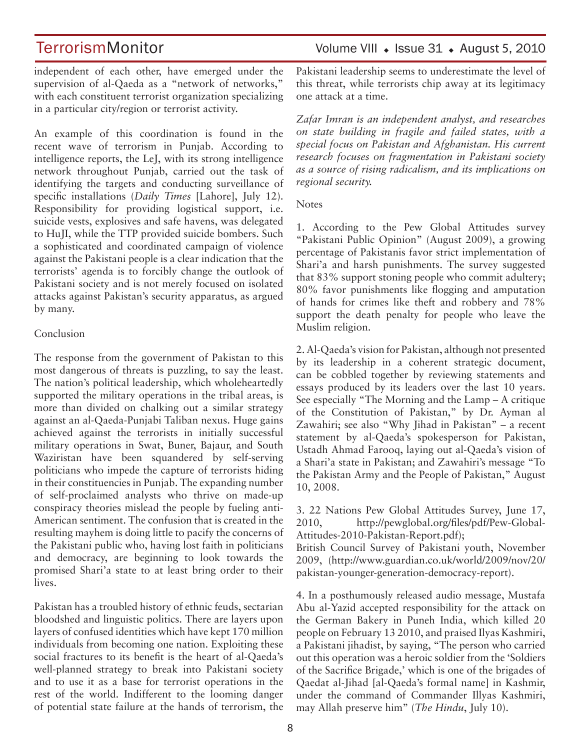independent of each other, have emerged under the supervision of al-Qaeda as a "network of networks," with each constituent terrorist organization specializing in a particular city/region or terrorist activity.

An example of this coordination is found in the recent wave of terrorism in Punjab. According to intelligence reports, the LeJ, with its strong intelligence network throughout Punjab, carried out the task of identifying the targets and conducting surveillance of specific installations (*Daily Times* [Lahore], July 12). Responsibility for providing logistical support, i.e. suicide vests, explosives and safe havens, was delegated to HuJI, while the TTP provided suicide bombers. Such a sophisticated and coordinated campaign of violence against the Pakistani people is a clear indication that the terrorists' agenda is to forcibly change the outlook of Pakistani society and is not merely focused on isolated attacks against Pakistan's security apparatus, as argued by many.

## Conclusion

The response from the government of Pakistan to this most dangerous of threats is puzzling, to say the least. The nation's political leadership, which wholeheartedly supported the military operations in the tribal areas, is more than divided on chalking out a similar strategy against an al-Qaeda-Punjabi Taliban nexus. Huge gains achieved against the terrorists in initially successful military operations in Swat, Buner, Bajaur, and South Waziristan have been squandered by self-serving politicians who impede the capture of terrorists hiding in their constituencies in Punjab. The expanding number of self-proclaimed analysts who thrive on made-up conspiracy theories mislead the people by fueling anti-American sentiment. The confusion that is created in the resulting mayhem is doing little to pacify the concerns of the Pakistani public who, having lost faith in politicians and democracy, are beginning to look towards the promised Shari'a state to at least bring order to their lives.

Pakistan has a troubled history of ethnic feuds, sectarian bloodshed and linguistic politics. There are layers upon layers of confused identities which have kept 170 million individuals from becoming one nation. Exploiting these social fractures to its benefit is the heart of al-Qaeda's well-planned strategy to break into Pakistani society and to use it as a base for terrorist operations in the rest of the world. Indifferent to the looming danger of potential state failure at the hands of terrorism, the Pakistani leadership seems to underestimate the level of this threat, while terrorists chip away at its legitimacy one attack at a time.

*Zafar Imran is an independent analyst, and researches on state building in fragile and failed states, with a special focus on Pakistan and Afghanistan. His current research focuses on fragmentation in Pakistani society as a source of rising radicalism, and its implications on regional security.*

## Notes

1. According to the Pew Global Attitudes survey "Pakistani Public Opinion" (August 2009), a growing percentage of Pakistanis favor strict implementation of Shari'a and harsh punishments. The survey suggested that 83% support stoning people who commit adultery; 80% favor punishments like flogging and amputation of hands for crimes like theft and robbery and 78% support the death penalty for people who leave the Muslim religion.

2. Al-Qaeda's vision for Pakistan, although not presented by its leadership in a coherent strategic document, can be cobbled together by reviewing statements and essays produced by its leaders over the last 10 years. See especially "The Morning and the Lamp – A critique of the Constitution of Pakistan," by Dr. Ayman al Zawahiri; see also "Why Jihad in Pakistan" – a recent statement by al-Qaeda's spokesperson for Pakistan, Ustadh Ahmad Farooq, laying out al-Qaeda's vision of a Shari'a state in Pakistan; and Zawahiri's message "To the Pakistan Army and the People of Pakistan," August 10, 2008.

3. 22 Nations Pew Global Attitudes Survey, June 17, 2010, http://pewglobal.org/files/pdf/Pew-Global-Attitudes-2010-Pakistan-Report.pdf); British Council Survey of Pakistani youth, November 2009, (http://www.guardian.co.uk/world/2009/nov/20/pakistan-younger-generation-democracy-report).

4. In a posthumously released audio message, Mustafa Abu al-Yazid accepted responsibility for the attack on the German Bakery in Puneh India, which killed 20 people on February 13 2010, and praised Ilyas Kashmiri, a Pakistani jihadist, by saying, "The person who carried out this operation was a heroic soldier from the 'Soldiers of the Sacrifice Brigade,' which is one of the brigades of Qaedat al-Jihad [al-Qaeda's formal name] in Kashmir, under the command of Commander Illyas Kashmiri, may Allah preserve him" (*The Hindu*, July 10).